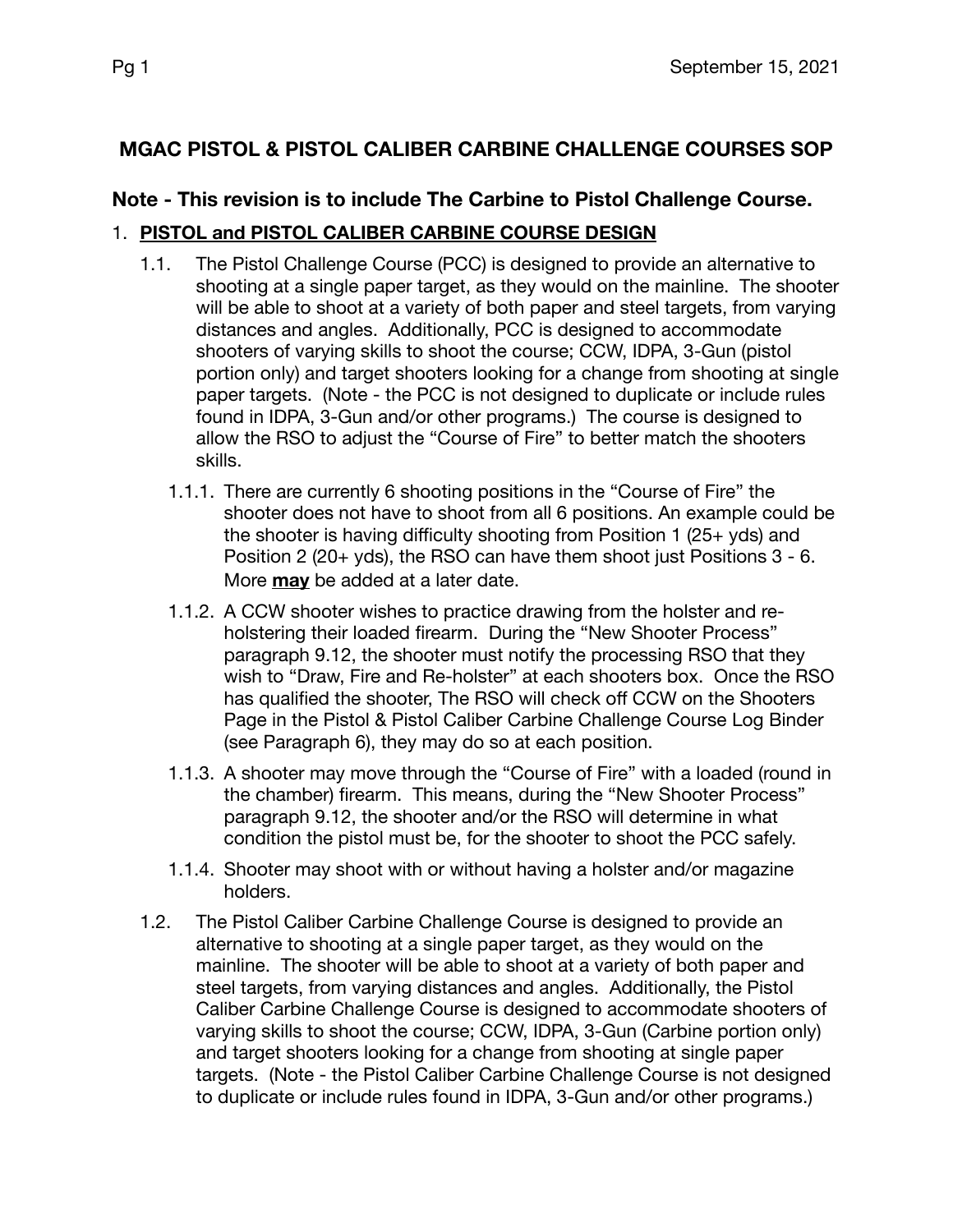# MGAC PISTOL & PISTOL CALIBER CARBINE CHALLENGE COURSES SOP

## Note - This revision is to include The Carbine to Pistol Challenge Course.

1. **<u>PISTOL and PISTOL CALIBER CARBINE COURSE DESIGN</u>**

   1.1. The Pistol Challenge Course (PCC) is designed to provide an alternative to shooting at a single paper target, as they would on the mainline. The shooter will be able to shoot at a variety of both paper and steel targets, from varying distances and angles. Additionally, PCC is designed to accommodate shooters of varying skills to shoot the course; CCW, IDPA, 3-Gun (pistol portion only) and target shooters looking for a change from shooting at single paper targets. (Note - the PCC is not designed to duplicate or include rules found in IDPA, 3-Gun and/or other programs.) The course is designed to allow the RSO to adjust the "Course of Fire" to better match the shooters skills.

      1.1.1. There are currently 6 shooting positions in the "Course of Fire" the shooter does not have to shoot from all 6 positions. An example could be the shooter is having difficulty shooting from Position 1 (25+ yds) and Position 2 (20+ yds), the RSO can have them shoot just Positions 3 - 6. More **<u>may</u>** be added at a later date.

      1.1.2. A CCW shooter wishes to practice drawing from the holster and re-holstering their loaded firearm. During the "New Shooter Process" paragraph 9.12, the shooter must notify the processing RSO that they wish to "Draw, Fire and Re-holster" at each shooters box. Once the RSO has qualified the shooter, The RSO will check off CCW on the Shooters Page in the Pistol & Pistol Caliber Carbine Challenge Course Log Binder (see Paragraph 6), they may do so at each position.

      1.1.3. A shooter may move through the "Course of Fire" with a loaded (round in the chamber) firearm. This means, during the "New Shooter Process" paragraph 9.12, the shooter and/or the RSO will determine in what condition the pistol must be, for the shooter to shoot the PCC safely.

      1.1.4. Shooter may shoot with or without having a holster and/or magazine holders.

   1.2. The Pistol Caliber Carbine Challenge Course is designed to provide an alternative to shooting at a single paper target, as they would on the mainline. The shooter will be able to shoot at a variety of both paper and steel targets, from varying distances and angles. Additionally, the Pistol Caliber Carbine Challenge Course is designed to accommodate shooters of varying skills to shoot the course; CCW, IDPA, 3-Gun (Carbine portion only) and target shooters looking for a change from shooting at single paper targets. (Note - the Pistol Caliber Carbine Challenge Course is not designed to duplicate or include rules found in IDPA, 3-Gun and/or other programs.)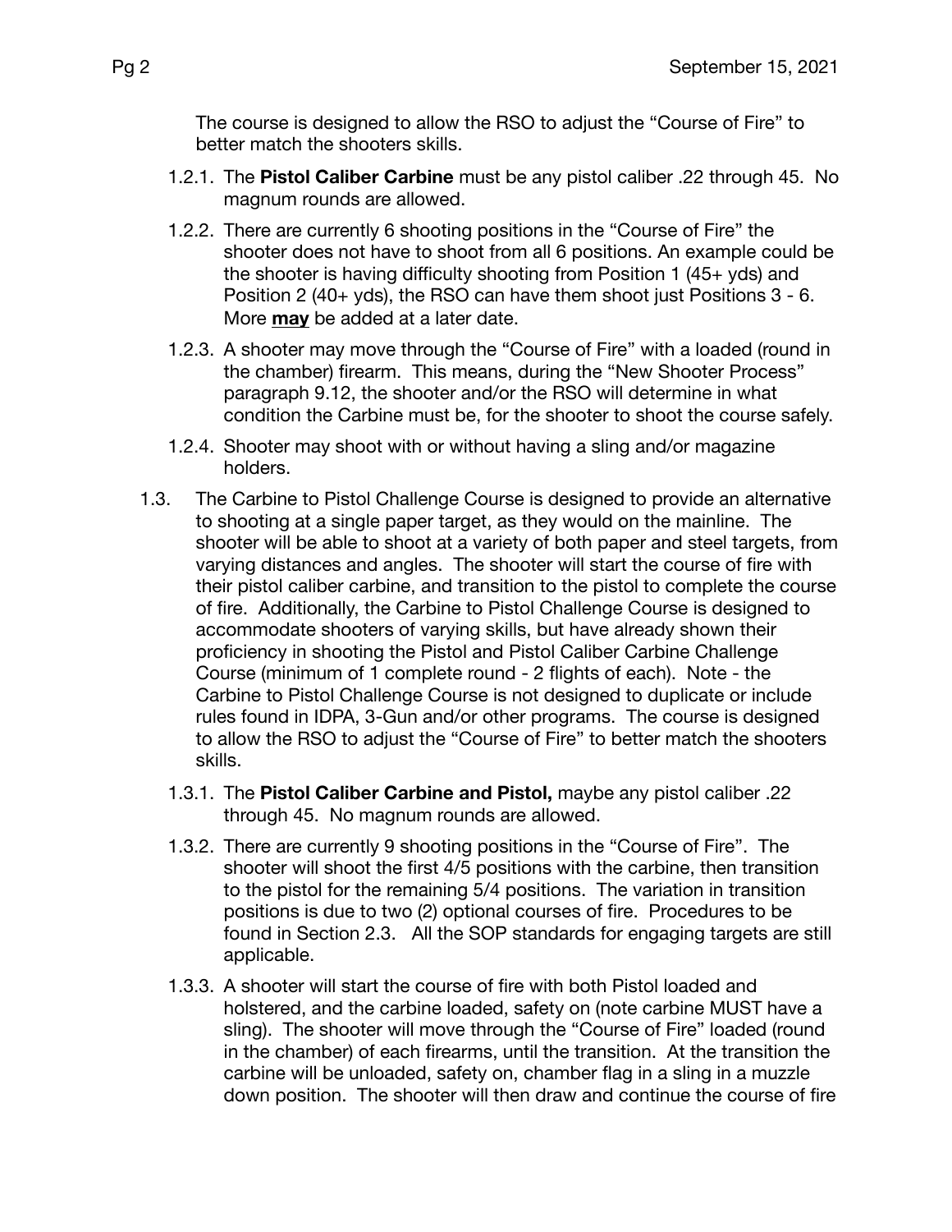The course is designed to allow the RSO to adjust the "Course of Fire" to better match the shooters skills.

1.2.1. The **Pistol Caliber Carbine** must be any pistol caliber .22 through 45. No magnum rounds are allowed.

1.2.2. There are currently 6 shooting positions in the "Course of Fire" the shooter does not have to shoot from all 6 positions. An example could be the shooter is having difficulty shooting from Position 1 (45+ yds) and Position 2 (40+ yds), the RSO can have them shoot just Positions 3 - 6. More **<u>may</u>** be added at a later date.

1.2.3. A shooter may move through the "Course of Fire" with a loaded (round in the chamber) firearm. This means, during the "New Shooter Process" paragraph 9.12, the shooter and/or the RSO will determine in what condition the Carbine must be, for the shooter to shoot the course safely.

1.2.4. Shooter may shoot with or without having a sling and/or magazine holders.

1.3. The Carbine to Pistol Challenge Course is designed to provide an alternative to shooting at a single paper target, as they would on the mainline. The shooter will be able to shoot at a variety of both paper and steel targets, from varying distances and angles. The shooter will start the course of fire with their pistol caliber carbine, and transition to the pistol to complete the course of fire. Additionally, the Carbine to Pistol Challenge Course is designed to accommodate shooters of varying skills, but have already shown their proficiency in shooting the Pistol and Pistol Caliber Carbine Challenge Course (minimum of 1 complete round - 2 flights of each). Note - the Carbine to Pistol Challenge Course is not designed to duplicate or include rules found in IDPA, 3-Gun and/or other programs. The course is designed to allow the RSO to adjust the "Course of Fire" to better match the shooters skills.

1.3.1. The **Pistol Caliber Carbine and Pistol,** maybe any pistol caliber .22 through 45. No magnum rounds are allowed.

1.3.2. There are currently 9 shooting positions in the "Course of Fire". The shooter will shoot the first 4/5 positions with the carbine, then transition to the pistol for the remaining 5/4 positions. The variation in transition positions is due to two (2) optional courses of fire. Procedures to be found in Section 2.3. All the SOP standards for engaging targets are still applicable.

1.3.3. A shooter will start the course of fire with both Pistol loaded and holstered, and the carbine loaded, safety on (note carbine MUST have a sling). The shooter will move through the "Course of Fire" loaded (round in the chamber) of each firearms, until the transition. At the transition the carbine will be unloaded, safety on, chamber flag in a sling in a muzzle down position. The shooter will then draw and continue the course of fire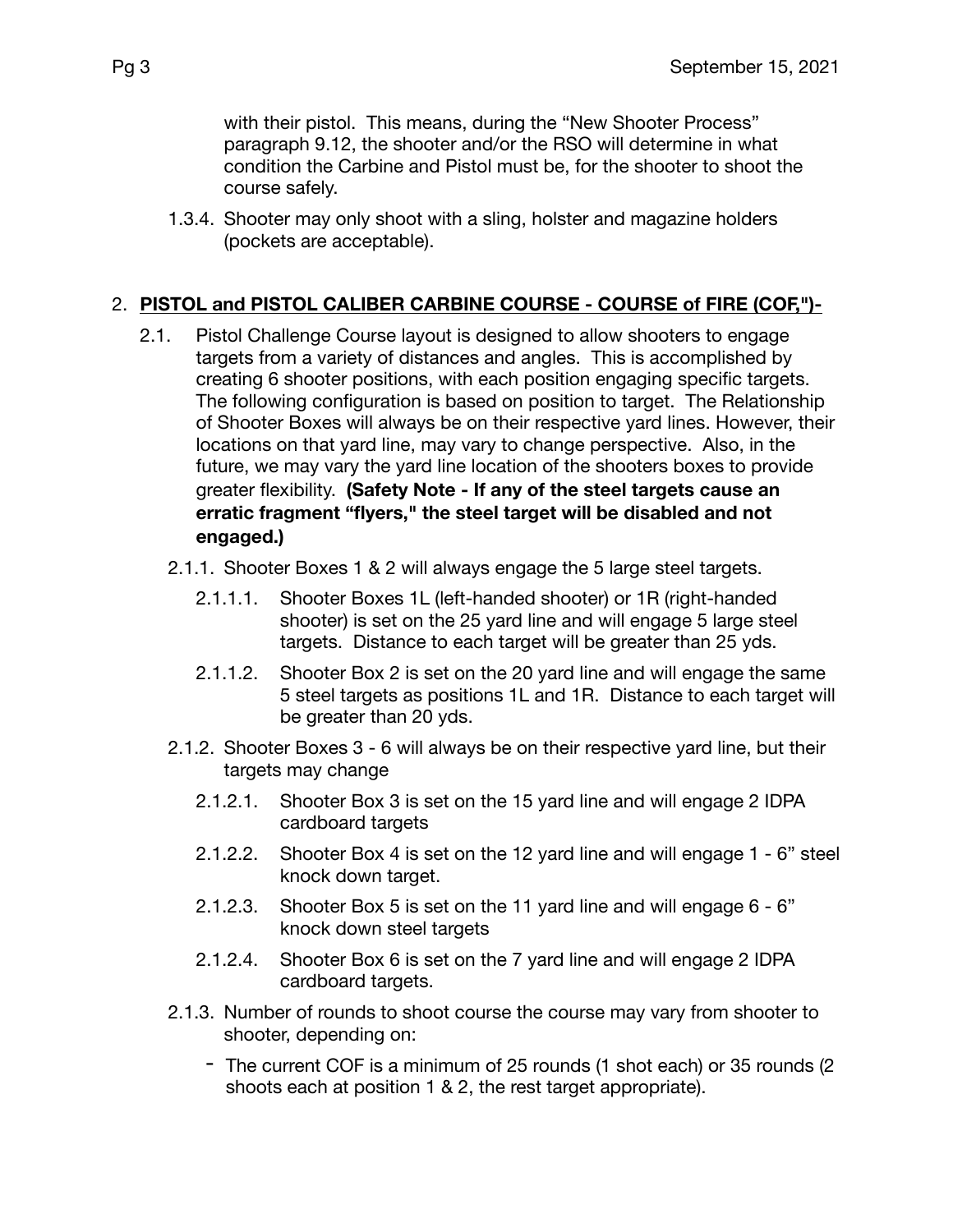with their pistol. This means, during the "New Shooter Process" paragraph 9.12, the shooter and/or the RSO will determine in what condition the Carbine and Pistol must be, for the shooter to shoot the course safely.

1.3.4. Shooter may only shoot with a sling, holster and magazine holders (pockets are acceptable).

## 2. **PISTOL and PISTOL CALIBER CARBINE COURSE - COURSE of FIRE (COF,")-**

2.1. Pistol Challenge Course layout is designed to allow shooters to engage targets from a variety of distances and angles. This is accomplished by creating 6 shooter positions, with each position engaging specific targets. The following configuration is based on position to target. The Relationship of Shooter Boxes will always be on their respective yard lines. However, their locations on that yard line, may vary to change perspective. Also, in the future, we may vary the yard line location of the shooters boxes to provide greater flexibility. **(Safety Note - If any of the steel targets cause an erratic fragment "flyers," the steel target will be disabled and not engaged.)**

2.1.1. Shooter Boxes 1 & 2 will always engage the 5 large steel targets.

2.1.1.1. Shooter Boxes 1L (left-handed shooter) or 1R (right-handed shooter) is set on the 25 yard line and will engage 5 large steel targets. Distance to each target will be greater than 25 yds.

2.1.1.2. Shooter Box 2 is set on the 20 yard line and will engage the same 5 steel targets as positions 1L and 1R. Distance to each target will be greater than 20 yds.

2.1.2. Shooter Boxes 3 - 6 will always be on their respective yard line, but their targets may change

2.1.2.1. Shooter Box 3 is set on the 15 yard line and will engage 2 IDPA cardboard targets

2.1.2.2. Shooter Box 4 is set on the 12 yard line and will engage 1 - 6" steel knock down target.

2.1.2.3. Shooter Box 5 is set on the 11 yard line and will engage 6 - 6" knock down steel targets

2.1.2.4. Shooter Box 6 is set on the 7 yard line and will engage 2 IDPA cardboard targets.

2.1.3. Number of rounds to shoot course the course may vary from shooter to shooter, depending on:

- The current COF is a minimum of 25 rounds (1 shot each) or 35 rounds (2 shoots each at position 1 & 2, the rest target appropriate).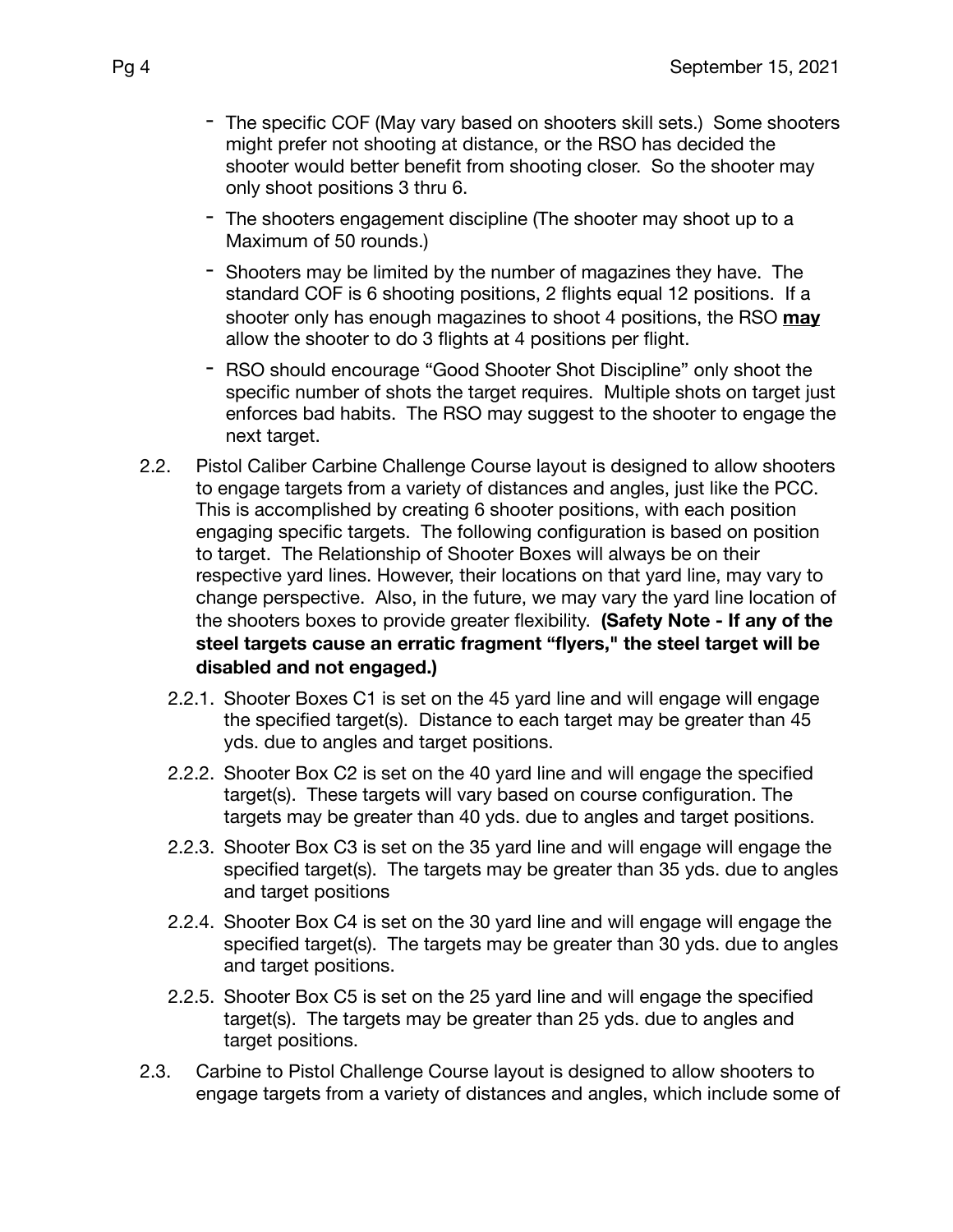- The specific COF (May vary based on shooters skill sets.) Some shooters might prefer not shooting at distance, or the RSO has decided the shooter would better benefit from shooting closer. So the shooter may only shoot positions 3 thru 6.
- The shooters engagement discipline (The shooter may shoot up to a Maximum of 50 rounds.)
- Shooters may be limited by the number of magazines they have. The standard COF is 6 shooting positions, 2 flights equal 12 positions. If a shooter only has enough magazines to shoot 4 positions, the RSO **may** allow the shooter to do 3 flights at 4 positions per flight.
- RSO should encourage "Good Shooter Shot Discipline" only shoot the specific number of shots the target requires. Multiple shots on target just enforces bad habits. The RSO may suggest to the shooter to engage the next target.

2.2. Pistol Caliber Carbine Challenge Course layout is designed to allow shooters to engage targets from a variety of distances and angles, just like the PCC. This is accomplished by creating 6 shooter positions, with each position engaging specific targets. The following configuration is based on position to target. The Relationship of Shooter Boxes will always be on their respective yard lines. However, their locations on that yard line, may vary to change perspective. Also, in the future, we may vary the yard line location of the shooters boxes to provide greater flexibility. **(Safety Note - If any of the steel targets cause an erratic fragment "flyers," the steel target will be disabled and not engaged.)**

2.2.1. Shooter Boxes C1 is set on the 45 yard line and will engage will engage the specified target(s). Distance to each target may be greater than 45 yds. due to angles and target positions.

2.2.2. Shooter Box C2 is set on the 40 yard line and will engage the specified target(s). These targets will vary based on course configuration. The targets may be greater than 40 yds. due to angles and target positions.

2.2.3. Shooter Box C3 is set on the 35 yard line and will engage will engage the specified target(s). The targets may be greater than 35 yds. due to angles and target positions

2.2.4. Shooter Box C4 is set on the 30 yard line and will engage will engage the specified target(s). The targets may be greater than 30 yds. due to angles and target positions.

2.2.5. Shooter Box C5 is set on the 25 yard line and will engage the specified target(s). The targets may be greater than 25 yds. due to angles and target positions.

2.3. Carbine to Pistol Challenge Course layout is designed to allow shooters to engage targets from a variety of distances and angles, which include some of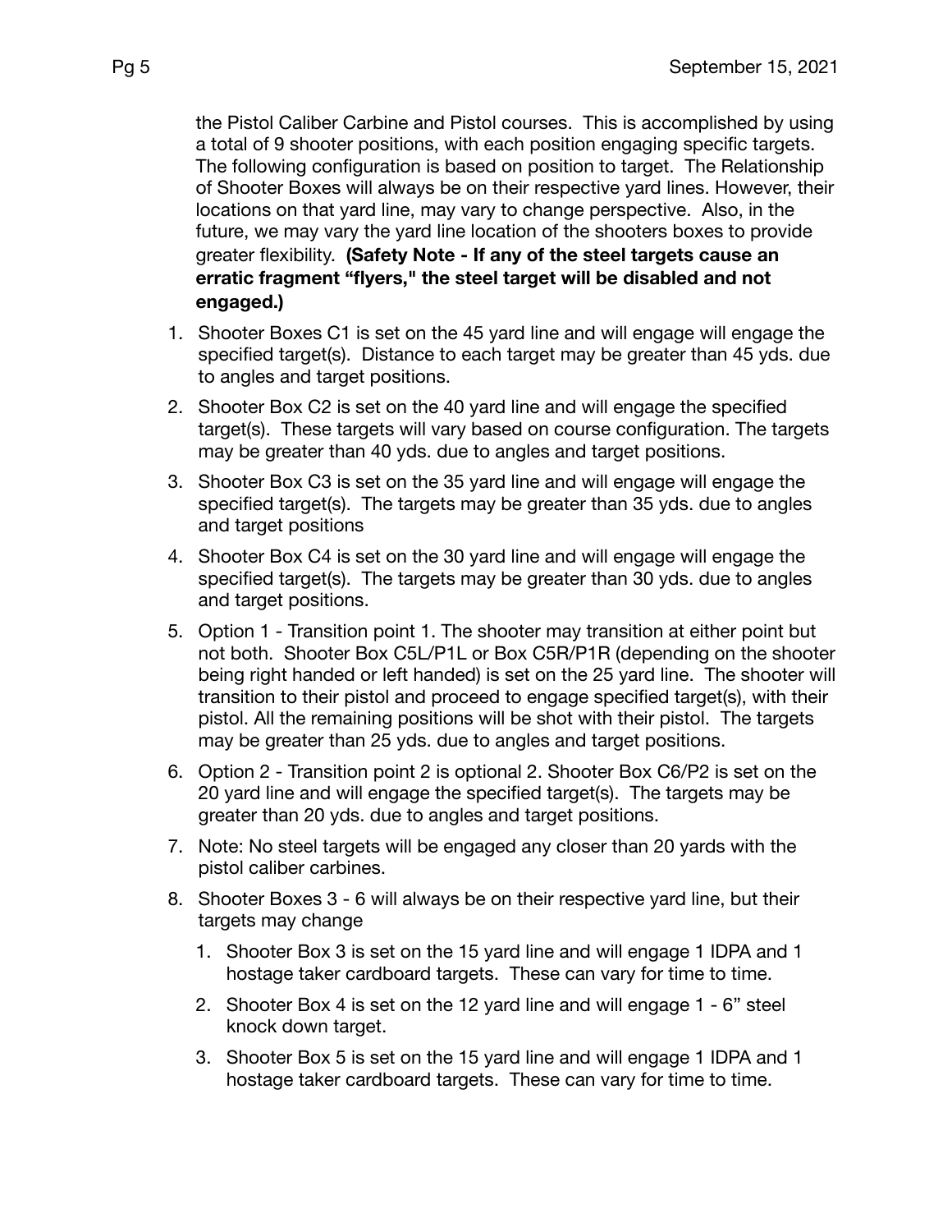the Pistol Caliber Carbine and Pistol courses. This is accomplished by using a total of 9 shooter positions, with each position engaging specific targets. The following configuration is based on position to target. The Relationship of Shooter Boxes will always be on their respective yard lines. However, their locations on that yard line, may vary to change perspective. Also, in the future, we may vary the yard line location of the shooters boxes to provide greater flexibility. **(Safety Note - If any of the steel targets cause an erratic fragment "flyers," the steel target will be disabled and not engaged.)**

1. Shooter Boxes C1 is set on the 45 yard line and will engage will engage the specified target(s). Distance to each target may be greater than 45 yds. due to angles and target positions.
2. Shooter Box C2 is set on the 40 yard line and will engage the specified target(s). These targets will vary based on course configuration. The targets may be greater than 40 yds. due to angles and target positions.
3. Shooter Box C3 is set on the 35 yard line and will engage will engage the specified target(s). The targets may be greater than 35 yds. due to angles and target positions
4. Shooter Box C4 is set on the 30 yard line and will engage will engage the specified target(s). The targets may be greater than 30 yds. due to angles and target positions.
5. Option 1 - Transition point 1. The shooter may transition at either point but not both. Shooter Box C5L/P1L or Box C5R/P1R (depending on the shooter being right handed or left handed) is set on the 25 yard line. The shooter will transition to their pistol and proceed to engage specified target(s), with their pistol. All the remaining positions will be shot with their pistol. The targets may be greater than 25 yds. due to angles and target positions.
6. Option 2 - Transition point 2 is optional 2. Shooter Box C6/P2 is set on the 20 yard line and will engage the specified target(s). The targets may be greater than 20 yds. due to angles and target positions.
7. Note: No steel targets will be engaged any closer than 20 yards with the pistol caliber carbines.
8. Shooter Boxes 3 - 6 will always be on their respective yard line, but their targets may change
   1. Shooter Box 3 is set on the 15 yard line and will engage 1 IDPA and 1 hostage taker cardboard targets. These can vary for time to time.
   2. Shooter Box 4 is set on the 12 yard line and will engage 1 - 6" steel knock down target.
   3. Shooter Box 5 is set on the 15 yard line and will engage 1 IDPA and 1 hostage taker cardboard targets. These can vary for time to time.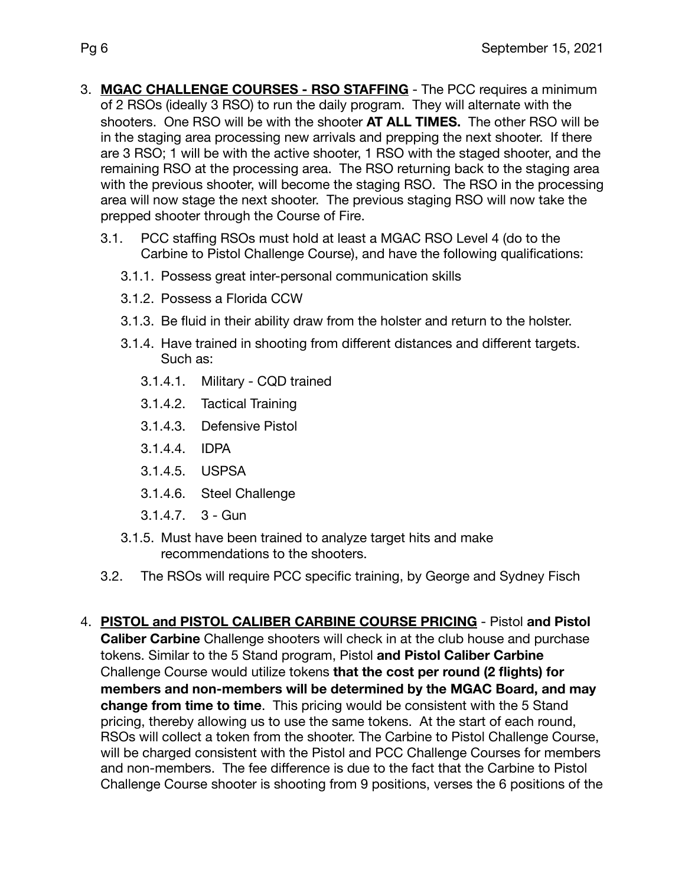3. **MGAC CHALLENGE COURSES - RSO STAFFING** - The PCC requires a minimum of 2 RSOs (ideally 3 RSO) to run the daily program. They will alternate with the shooters. One RSO will be with the shooter **AT ALL TIMES.** The other RSO will be in the staging area processing new arrivals and prepping the next shooter. If there are 3 RSO; 1 will be with the active shooter, 1 RSO with the staged shooter, and the remaining RSO at the processing area. The RSO returning back to the staging area with the previous shooter, will become the staging RSO. The RSO in the processing area will now stage the next shooter. The previous staging RSO will now take the prepped shooter through the Course of Fire.

   3.1. PCC staffing RSOs must hold at least a MGAC RSO Level 4 (do to the Carbine to Pistol Challenge Course), and have the following qualifications:

      3.1.1. Possess great inter-personal communication skills

      3.1.2. Possess a Florida CCW

      3.1.3. Be fluid in their ability draw from the holster and return to the holster.

      3.1.4. Have trained in shooting from different distances and different targets. Such as:

         3.1.4.1. Military - CQD trained

         3.1.4.2. Tactical Training

         3.1.4.3. Defensive Pistol

         3.1.4.4. IDPA

         3.1.4.5. USPSA

         3.1.4.6. Steel Challenge

         3.1.4.7. 3 - Gun

      3.1.5. Must have been trained to analyze target hits and make recommendations to the shooters.

   3.2. The RSOs will require PCC specific training, by George and Sydney Fisch

4. **PISTOL and PISTOL CALIBER CARBINE COURSE PRICING** - Pistol **and Pistol Caliber Carbine** Challenge shooters will check in at the club house and purchase tokens. Similar to the 5 Stand program, Pistol **and Pistol Caliber Carbine** Challenge Course would utilize tokens **that the cost per round (2 flights) for members and non-members will be determined by the MGAC Board, and may change from time to time**. This pricing would be consistent with the 5 Stand pricing, thereby allowing us to use the same tokens. At the start of each round, RSOs will collect a token from the shooter. The Carbine to Pistol Challenge Course, will be charged consistent with the Pistol and PCC Challenge Courses for members and non-members. The fee difference is due to the fact that the Carbine to Pistol Challenge Course shooter is shooting from 9 positions, verses the 6 positions of the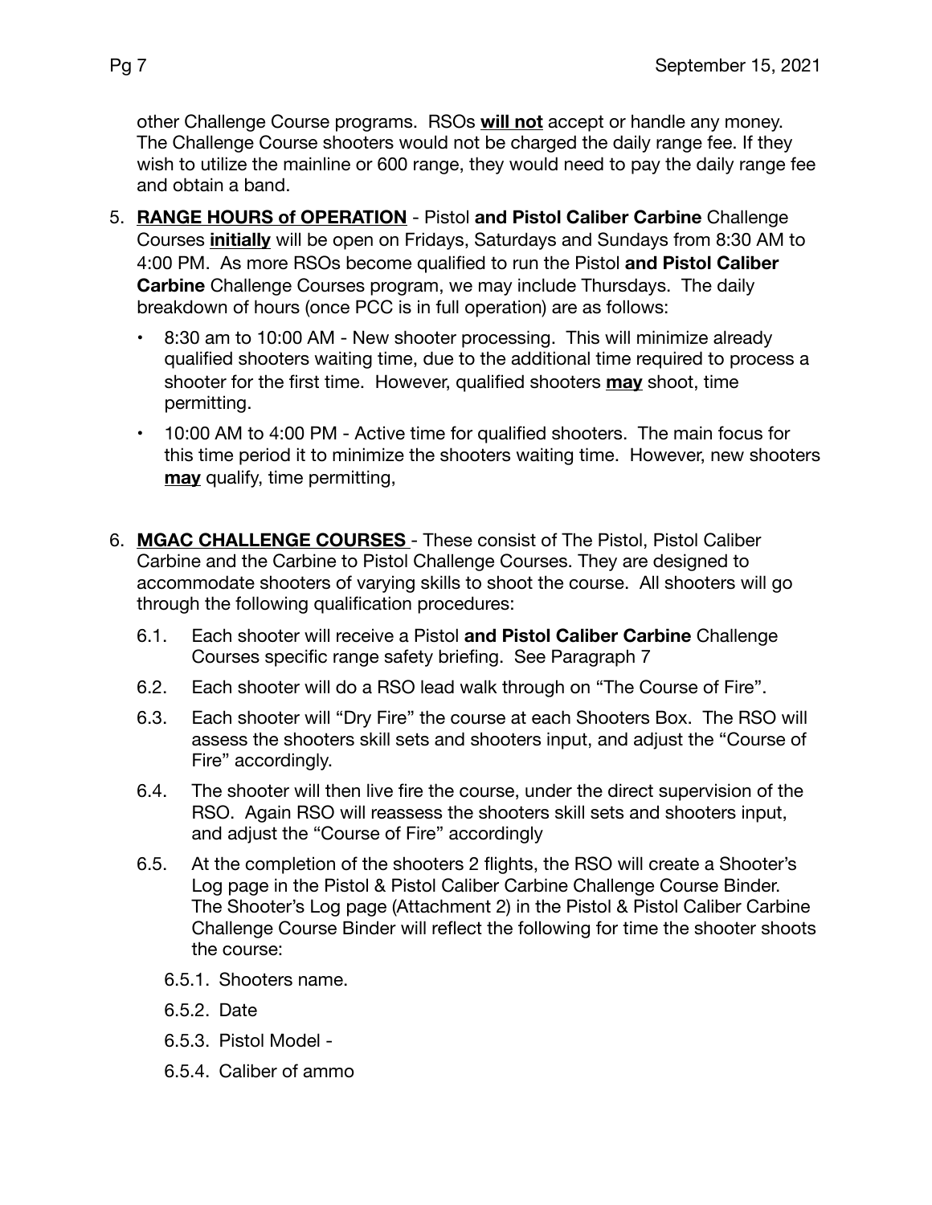other Challenge Course programs. RSOs **<u>will not</u>** accept or handle any money. The Challenge Course shooters would not be charged the daily range fee. If they wish to utilize the mainline or 600 range, they would need to pay the daily range fee and obtain a band.

5. **<u>RANGE HOURS of OPERATION</u>** - Pistol **and Pistol Caliber Carbine** Challenge Courses **<u>initially</u>** will be open on Fridays, Saturdays and Sundays from 8:30 AM to 4:00 PM. As more RSOs become qualified to run the Pistol **and Pistol Caliber Carbine** Challenge Courses program, we may include Thursdays. The daily breakdown of hours (once PCC is in full operation) are as follows:
   - 8:30 am to 10:00 AM - New shooter processing. This will minimize already qualified shooters waiting time, due to the additional time required to process a shooter for the first time. However, qualified shooters **<u>may</u>** shoot, time permitting.
   - 10:00 AM to 4:00 PM - Active time for qualified shooters. The main focus for this time period it to minimize the shooters waiting time. However, new shooters **<u>may</u>** qualify, time permitting,

6. **<u>MGAC CHALLENGE COURSES</u>** - These consist of The Pistol, Pistol Caliber Carbine and the Carbine to Pistol Challenge Courses. They are designed to accommodate shooters of varying skills to shoot the course. All shooters will go through the following qualification procedures:
   - 6.1. Each shooter will receive a Pistol **and Pistol Caliber Carbine** Challenge Courses specific range safety briefing. See Paragraph 7
   - 6.2. Each shooter will do a RSO lead walk through on "The Course of Fire".
   - 6.3. Each shooter will "Dry Fire" the course at each Shooters Box. The RSO will assess the shooters skill sets and shooters input, and adjust the "Course of Fire" accordingly.
   - 6.4. The shooter will then live fire the course, under the direct supervision of the RSO. Again RSO will reassess the shooters skill sets and shooters input, and adjust the "Course of Fire" accordingly
   - 6.5. At the completion of the shooters 2 flights, the RSO will create a Shooter's Log page in the Pistol & Pistol Caliber Carbine Challenge Course Binder. The Shooter's Log page (Attachment 2) in the Pistol & Pistol Caliber Carbine Challenge Course Binder will reflect the following for time the shooter shoots the course:
     - 6.5.1. Shooters name.
     - 6.5.2. Date
     - 6.5.3. Pistol Model -
     - 6.5.4. Caliber of ammo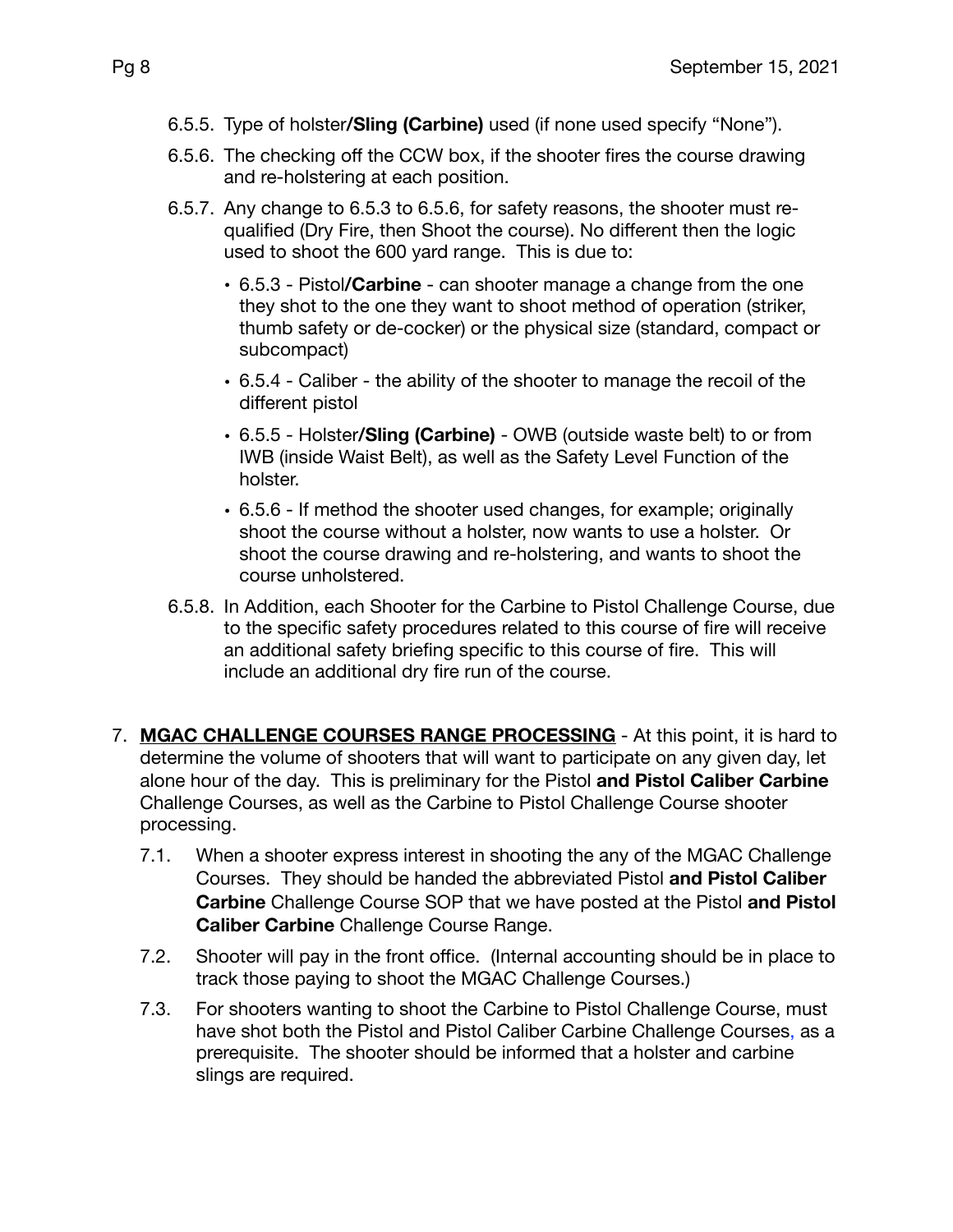6.5.5. Type of holster**/Sling (Carbine)** used (if none used specify "None").

6.5.6. The checking off the CCW box, if the shooter fires the course drawing and re-holstering at each position.

6.5.7. Any change to 6.5.3 to 6.5.6, for safety reasons, the shooter must re-qualified (Dry Fire, then Shoot the course). No different then the logic used to shoot the 600 yard range. This is due to:

- 6.5.3 - Pistol**/Carbine** - can shooter manage a change from the one they shot to the one they want to shoot method of operation (striker, thumb safety or de-cocker) or the physical size (standard, compact or subcompact)
- 6.5.4 - Caliber - the ability of the shooter to manage the recoil of the different pistol
- 6.5.5 - Holster**/Sling (Carbine)** - OWB (outside waste belt) to or from IWB (inside Waist Belt), as well as the Safety Level Function of the holster.
- 6.5.6 - If method the shooter used changes, for example; originally shoot the course without a holster, now wants to use a holster. Or shoot the course drawing and re-holstering, and wants to shoot the course unholstered.

6.5.8. In Addition, each Shooter for the Carbine to Pistol Challenge Course, due to the specific safety procedures related to this course of fire will receive an additional safety briefing specific to this course of fire. This will include an additional dry fire run of the course.

7. **MGAC CHALLENGE COURSES RANGE PROCESSING** - At this point, it is hard to determine the volume of shooters that will want to participate on any given day, let alone hour of the day. This is preliminary for the Pistol **and Pistol Caliber Carbine** Challenge Courses, as well as the Carbine to Pistol Challenge Course shooter processing.

7.1. When a shooter express interest in shooting the any of the MGAC Challenge Courses. They should be handed the abbreviated Pistol **and Pistol Caliber Carbine** Challenge Course SOP that we have posted at the Pistol **and Pistol Caliber Carbine** Challenge Course Range.

7.2. Shooter will pay in the front office. (Internal accounting should be in place to track those paying to shoot the MGAC Challenge Courses.)

7.3. For shooters wanting to shoot the Carbine to Pistol Challenge Course, must have shot both the Pistol and Pistol Caliber Carbine Challenge Courses, as a prerequisite. The shooter should be informed that a holster and carbine slings are required.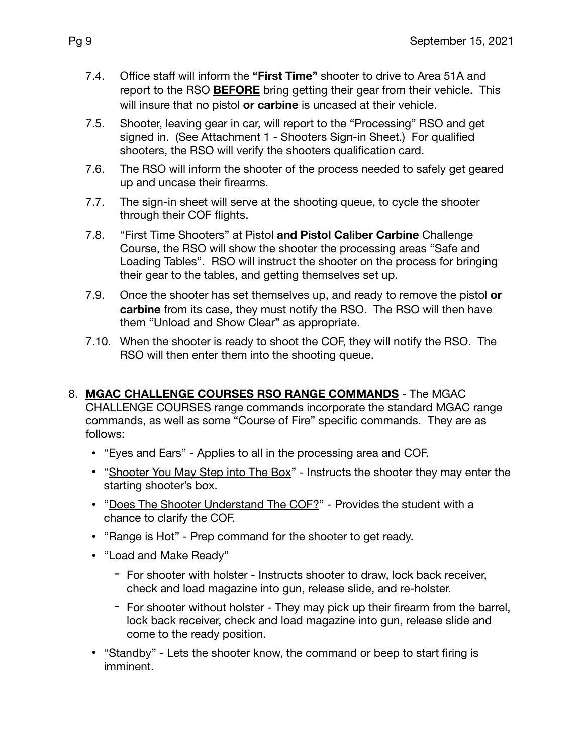7.4. Office staff will inform the **"First Time"** shooter to drive to Area 51A and report to the RSO **BEFORE** bring getting their gear from their vehicle. This will insure that no pistol **or carbine** is uncased at their vehicle.

7.5. Shooter, leaving gear in car, will report to the "Processing" RSO and get signed in. (See Attachment 1 - Shooters Sign-in Sheet.) For qualified shooters, the RSO will verify the shooters qualification card.

7.6. The RSO will inform the shooter of the process needed to safely get geared up and uncase their firearms.

7.7. The sign-in sheet will serve at the shooting queue, to cycle the shooter through their COF flights.

7.8. "First Time Shooters" at Pistol **and Pistol Caliber Carbine** Challenge Course, the RSO will show the shooter the processing areas "Safe and Loading Tables". RSO will instruct the shooter on the process for bringing their gear to the tables, and getting themselves set up.

7.9. Once the shooter has set themselves up, and ready to remove the pistol **or carbine** from its case, they must notify the RSO. The RSO will then have them "Unload and Show Clear" as appropriate.

7.10. When the shooter is ready to shoot the COF, they will notify the RSO. The RSO will then enter them into the shooting queue.

8. **MGAC CHALLENGE COURSES RSO RANGE COMMANDS** - The MGAC CHALLENGE COURSES range commands incorporate the standard MGAC range commands, as well as some "Course of Fire" specific commands. They are as follows:

- "Eyes and Ears" - Applies to all in the processing area and COF.
- "Shooter You May Step into The Box" - Instructs the shooter they may enter the starting shooter's box.
- "Does The Shooter Understand The COF?" - Provides the student with a chance to clarify the COF.
- "Range is Hot" - Prep command for the shooter to get ready.
- "Load and Make Ready"
  - For shooter with holster - Instructs shooter to draw, lock back receiver, check and load magazine into gun, release slide, and re-holster.
  - For shooter without holster - They may pick up their firearm from the barrel, lock back receiver, check and load magazine into gun, release slide and come to the ready position.
- "Standby" - Lets the shooter know, the command or beep to start firing is imminent.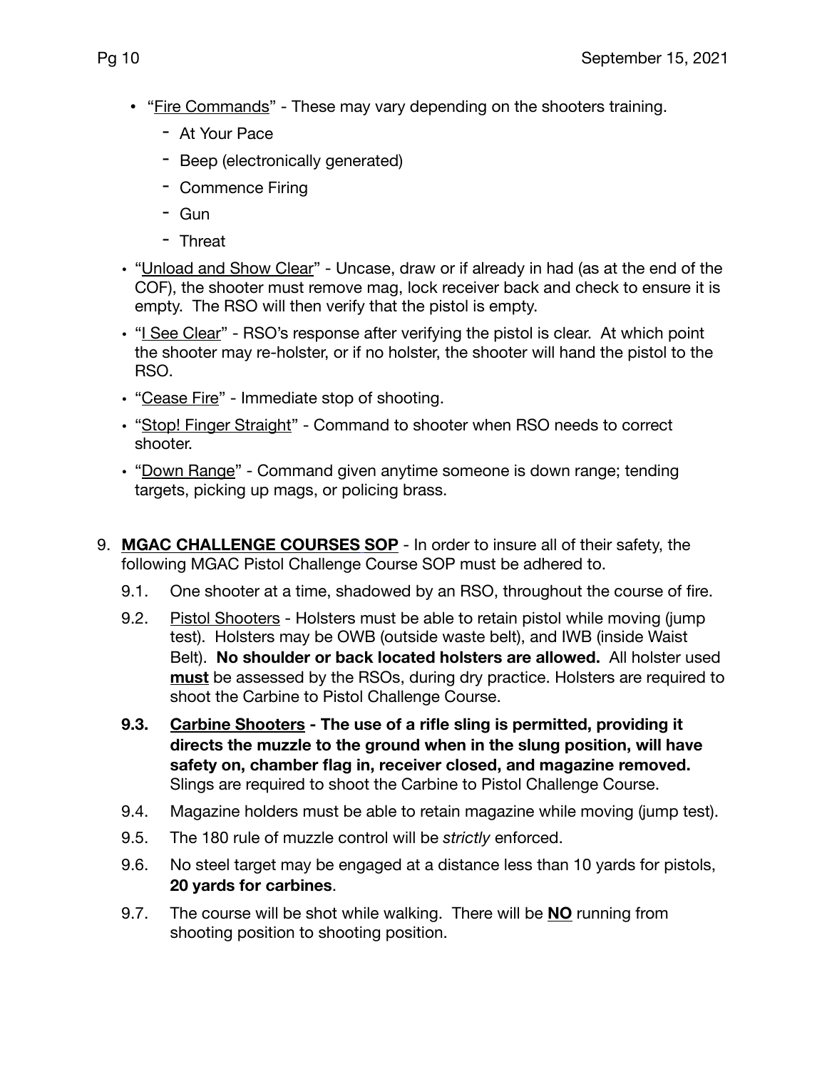- "Fire Commands" - These may vary depending on the shooters training.
  - At Your Pace
  - Beep (electronically generated)
  - Commence Firing
  - Gun
  - Threat
- "Unload and Show Clear" - Uncase, draw or if already in had (as at the end of the COF), the shooter must remove mag, lock receiver back and check to ensure it is empty. The RSO will then verify that the pistol is empty.
- "I See Clear" - RSO's response after verifying the pistol is clear. At which point the shooter may re-holster, or if no holster, the shooter will hand the pistol to the RSO.
- "Cease Fire" - Immediate stop of shooting.
- "Stop! Finger Straight" - Command to shooter when RSO needs to correct shooter.
- "Down Range" - Command given anytime someone is down range; tending targets, picking up mags, or policing brass.

9. **MGAC CHALLENGE COURSES SOP** - In order to insure all of their safety, the following MGAC Pistol Challenge Course SOP must be adhered to.

   9.1. One shooter at a time, shadowed by an RSO, throughout the course of fire.

   9.2. Pistol Shooters - Holsters must be able to retain pistol while moving (jump test). Holsters may be OWB (outside waste belt), and IWB (inside Waist Belt). **No shoulder or back located holsters are allowed.** All holster used **must** be assessed by the RSOs, during dry practice. Holsters are required to shoot the Carbine to Pistol Challenge Course.

   **9.3. Carbine Shooters - The use of a rifle sling is permitted, providing it directs the muzzle to the ground when in the slung position, will have safety on, chamber flag in, receiver closed, and magazine removed.** Slings are required to shoot the Carbine to Pistol Challenge Course.

   9.4. Magazine holders must be able to retain magazine while moving (jump test).

   9.5. The 180 rule of muzzle control will be *strictly* enforced.

   9.6. No steel target may be engaged at a distance less than 10 yards for pistols, **20 yards for carbines**.

   9.7. The course will be shot while walking. There will be **NO** running from shooting position to shooting position.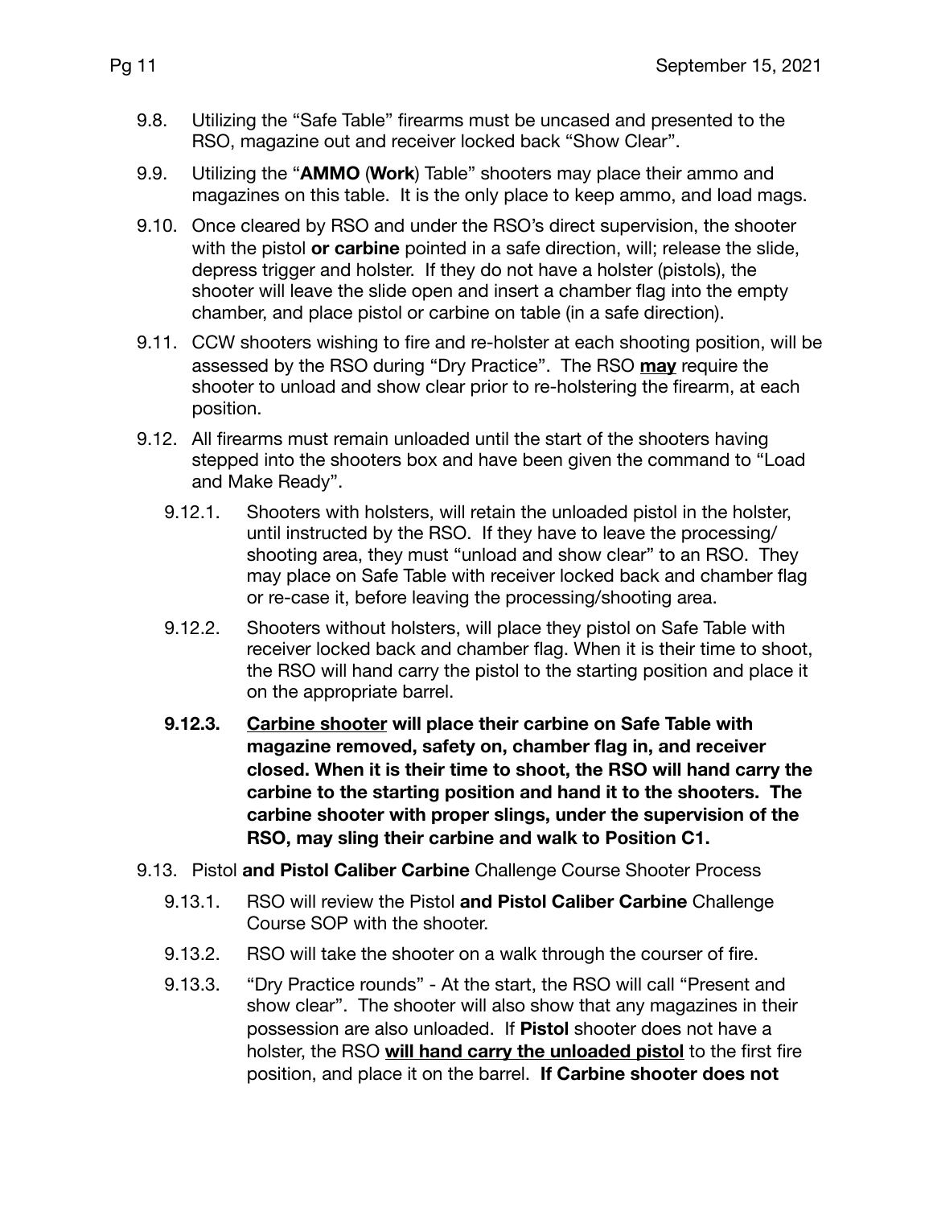9.8. Utilizing the "Safe Table" firearms must be uncased and presented to the RSO, magazine out and receiver locked back "Show Clear".

9.9. Utilizing the "**AMMO** (**Work**) Table" shooters may place their ammo and magazines on this table. It is the only place to keep ammo, and load mags.

9.10. Once cleared by RSO and under the RSO's direct supervision, the shooter with the pistol **or carbine** pointed in a safe direction, will; release the slide, depress trigger and holster. If they do not have a holster (pistols), the shooter will leave the slide open and insert a chamber flag into the empty chamber, and place pistol or carbine on table (in a safe direction).

9.11. CCW shooters wishing to fire and re-holster at each shooting position, will be assessed by the RSO during "Dry Practice". The RSO <u>**may**</u> require the shooter to unload and show clear prior to re-holstering the firearm, at each position.

9.12. All firearms must remain unloaded until the start of the shooters having stepped into the shooters box and have been given the command to "Load and Make Ready".

- 9.12.1. Shooters with holsters, will retain the unloaded pistol in the holster, until instructed by the RSO. If they have to leave the processing/ shooting area, they must "unload and show clear" to an RSO. They may place on Safe Table with receiver locked back and chamber flag or re-case it, before leaving the processing/shooting area.
- 9.12.2. Shooters without holsters, will place they pistol on Safe Table with receiver locked back and chamber flag. When it is their time to shoot, the RSO will hand carry the pistol to the starting position and place it on the appropriate barrel.
- **9.12.3. <u>Carbine shooter</u> will place their carbine on Safe Table with magazine removed, safety on, chamber flag in, and receiver closed. When it is their time to shoot, the RSO will hand carry the carbine to the starting position and hand it to the shooters. The carbine shooter with proper slings, under the supervision of the RSO, may sling their carbine and walk to Position C1.**

9.13. Pistol **and Pistol Caliber Carbine** Challenge Course Shooter Process

- 9.13.1. RSO will review the Pistol **and Pistol Caliber Carbine** Challenge Course SOP with the shooter.
- 9.13.2. RSO will take the shooter on a walk through the courser of fire.
- 9.13.3. "Dry Practice rounds" - At the start, the RSO will call "Present and show clear". The shooter will also show that any magazines in their possession are also unloaded. If **Pistol** shooter does not have a holster, the RSO <u>**will hand carry the unloaded pistol**</u> to the first fire position, and place it on the barrel. **If Carbine shooter does not**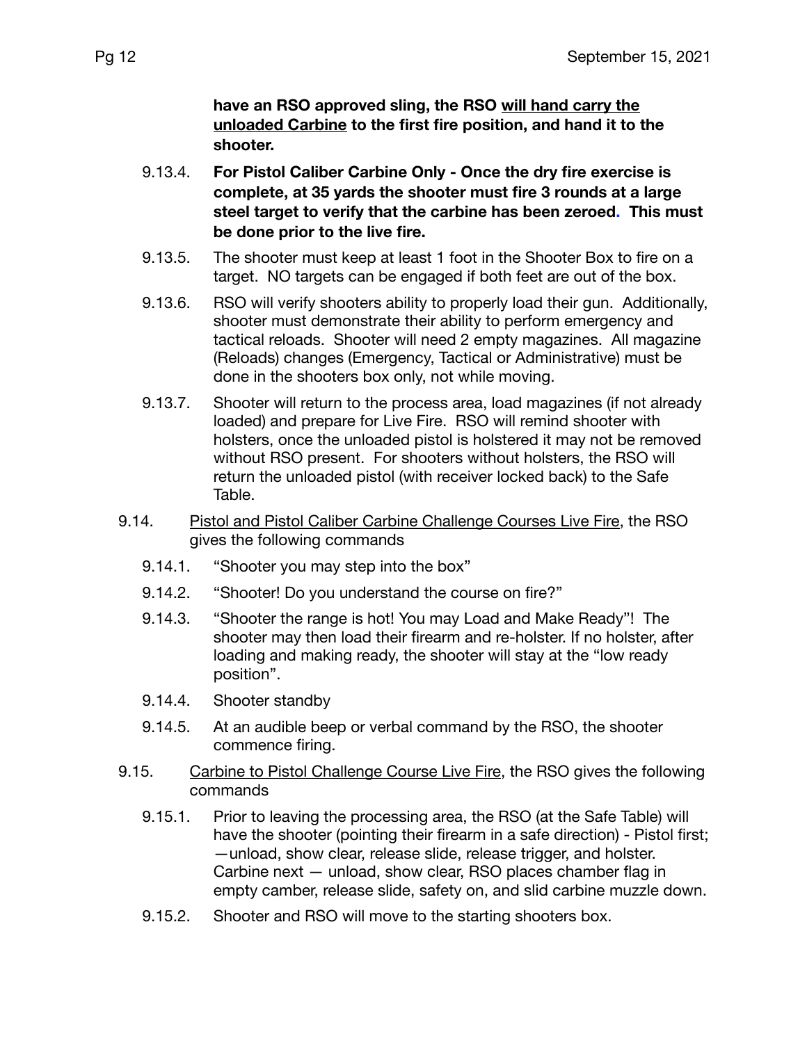**have an RSO approved sling, the RSO <u>will hand carry the unloaded Carbine</u> to the first fire position, and hand it to the shooter.**

9.13.4. **For Pistol Caliber Carbine Only - Once the dry fire exercise is complete, at 35 yards the shooter must fire 3 rounds at a large steel target to verify that the carbine has been zeroed. This must be done prior to the live fire.**

9.13.5. The shooter must keep at least 1 foot in the Shooter Box to fire on a target. NO targets can be engaged if both feet are out of the box.

9.13.6. RSO will verify shooters ability to properly load their gun. Additionally, shooter must demonstrate their ability to perform emergency and tactical reloads. Shooter will need 2 empty magazines. All magazine (Reloads) changes (Emergency, Tactical or Administrative) must be done in the shooters box only, not while moving.

9.13.7. Shooter will return to the process area, load magazines (if not already loaded) and prepare for Live Fire. RSO will remind shooter with holsters, once the unloaded pistol is holstered it may not be removed without RSO present. For shooters without holsters, the RSO will return the unloaded pistol (with receiver locked back) to the Safe Table.

9.14. <u>Pistol and Pistol Caliber Carbine Challenge Courses Live Fire</u>, the RSO gives the following commands

9.14.1. "Shooter you may step into the box"

9.14.2. "Shooter! Do you understand the course on fire?"

9.14.3. "Shooter the range is hot! You may Load and Make Ready"! The shooter may then load their firearm and re-holster. If no holster, after loading and making ready, the shooter will stay at the "low ready position".

9.14.4. Shooter standby

9.14.5. At an audible beep or verbal command by the RSO, the shooter commence firing.

9.15. <u>Carbine to Pistol Challenge Course Live Fire</u>, the RSO gives the following commands

9.15.1. Prior to leaving the processing area, the RSO (at the Safe Table) will have the shooter (pointing their firearm in a safe direction) - Pistol first; —unload, show clear, release slide, release trigger, and holster. Carbine next — unload, show clear, RSO places chamber flag in empty camber, release slide, safety on, and slid carbine muzzle down.

9.15.2. Shooter and RSO will move to the starting shooters box.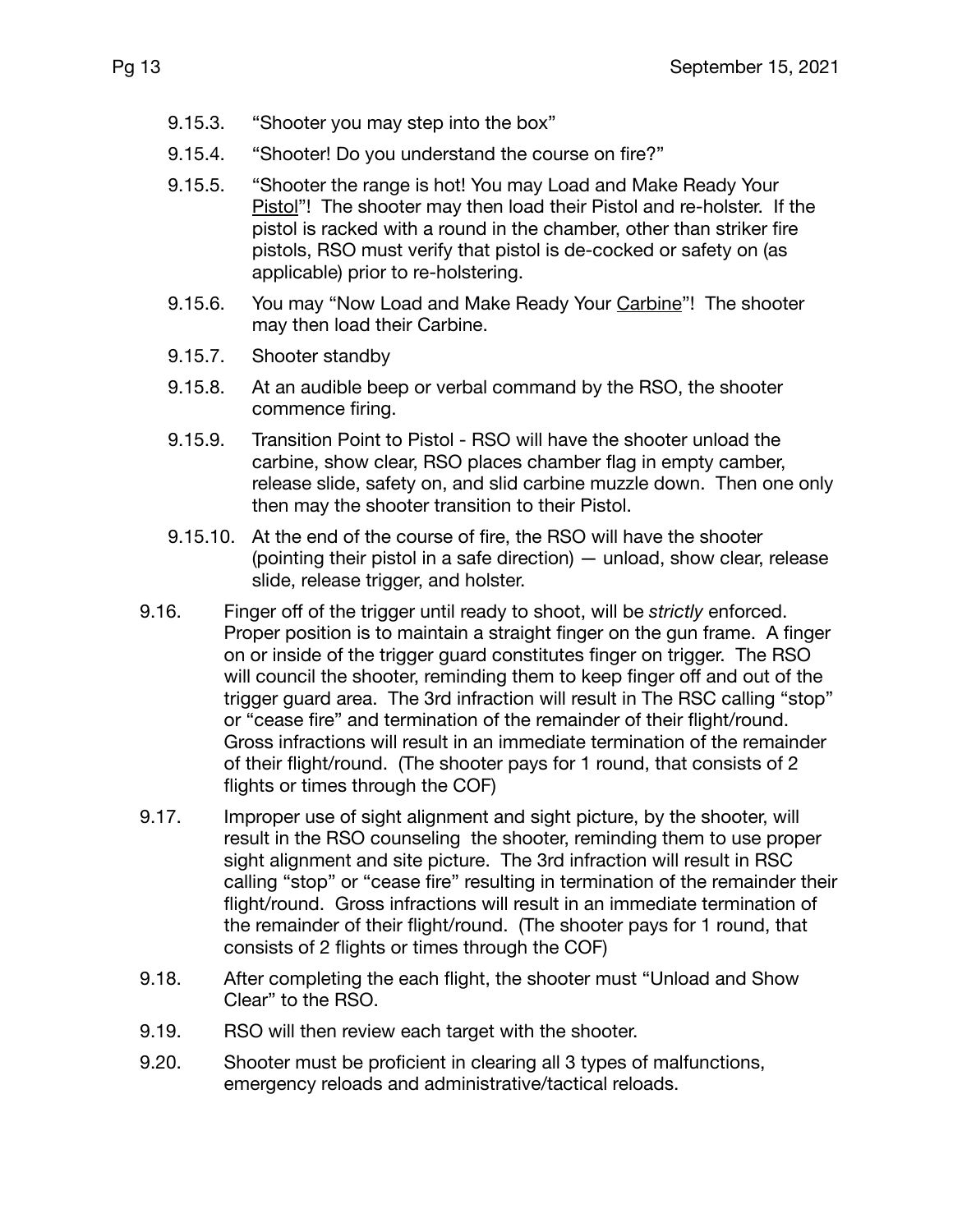- 9.15.3. “Shooter you may step into the box”
- 9.15.4. “Shooter! Do you understand the course on fire?”
- 9.15.5. “Shooter the range is hot! You may Load and Make Ready Your Pistol”! The shooter may then load their Pistol and re-holster. If the pistol is racked with a round in the chamber, other than striker fire pistols, RSO must verify that pistol is de-cocked or safety on (as applicable) prior to re-holstering.
- 9.15.6. You may “Now Load and Make Ready Your Carbine”! The shooter may then load their Carbine.
- 9.15.7. Shooter standby
- 9.15.8. At an audible beep or verbal command by the RSO, the shooter commence firing.
- 9.15.9. Transition Point to Pistol - RSO will have the shooter unload the carbine, show clear, RSO places chamber flag in empty camber, release slide, safety on, and slid carbine muzzle down. Then one only then may the shooter transition to their Pistol.
- 9.15.10. At the end of the course of fire, the RSO will have the shooter (pointing their pistol in a safe direction) — unload, show clear, release slide, release trigger, and holster.

9.16. Finger off of the trigger until ready to shoot, will be *strictly* enforced. Proper position is to maintain a straight finger on the gun frame. A finger on or inside of the trigger guard constitutes finger on trigger. The RSO will council the shooter, reminding them to keep finger off and out of the trigger guard area. The 3rd infraction will result in The RSC calling “stop” or “cease fire” and termination of the remainder of their flight/round. Gross infractions will result in an immediate termination of the remainder of their flight/round. (The shooter pays for 1 round, that consists of 2 flights or times through the COF)

9.17. Improper use of sight alignment and sight picture, by the shooter, will result in the RSO counseling the shooter, reminding them to use proper sight alignment and site picture. The 3rd infraction will result in RSC calling “stop” or “cease fire” resulting in termination of the remainder their flight/round. Gross infractions will result in an immediate termination of the remainder of their flight/round. (The shooter pays for 1 round, that consists of 2 flights or times through the COF)

9.18. After completing the each flight, the shooter must “Unload and Show Clear” to the RSO.

9.19. RSO will then review each target with the shooter.

9.20. Shooter must be proficient in clearing all 3 types of malfunctions, emergency reloads and administrative/tactical reloads.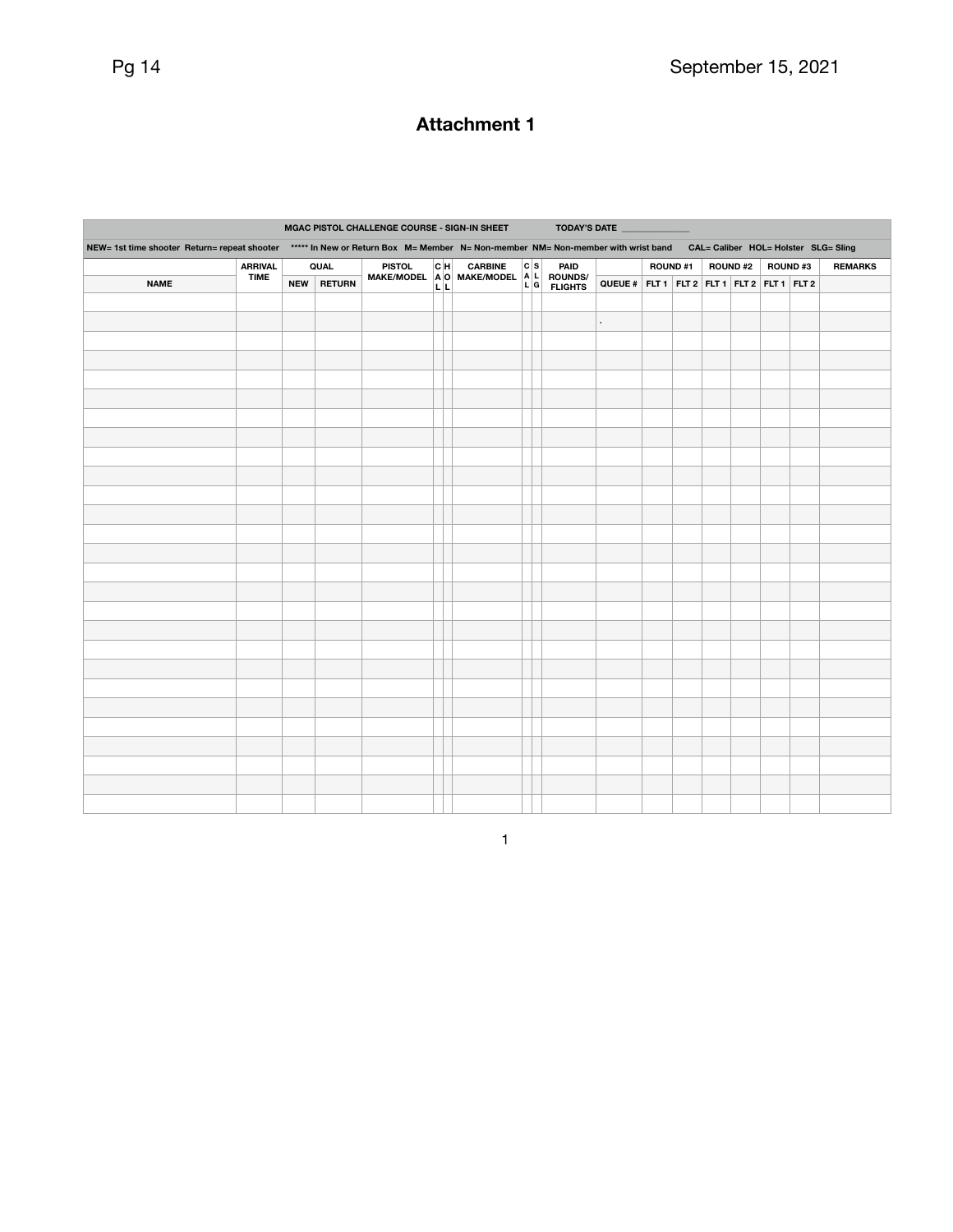# Attachment 1

| MGAC PISTOL CHALLENGE COURSE - SIGN-IN SHEET TODAY'S DATE ______________ | | | | | | | | | | | | | | | | | | | |
|---|---|---|---|---|---|---|---|---|---|---|---|---|---|---|---|---|---|---|---|
| NEW= 1st time shooter Return= repeat shooter ***** In New or Return Box M= Member N= Non-member NM= Non-member with wrist band CAL= Caliber HOL= Holster SLG= Sling | | | | | | | | | | | | | | | | | | | |
| | ARRIVAL TIME | QUAL | | PISTOL MAKE/MODEL | CAL | HOL | CARBINE MAKE/MODEL | CAL | SLG | PAID ROUNDS/ FLIGHTS | | ROUND #1 | | ROUND #2 | | ROUND #3 | | REMARKS |
| NAME | | NEW | RETURN | | | | | | | | QUEUE # | FLT 1 | FLT 2 | FLT 1 | FLT 2 | FLT 1 | FLT 2 | |
| | | | | | | | | | | | | | | | | | | |
| | | | | | | | | | | | | | | | | | | |
| | | | | | | | | | | | | | | | | | | |
| | | | | | | | | | | | | | | | | | | |
| | | | | | | | | | | | | | | | | | | |
| | | | | | | | | | | | | | | | | | | |
| | | | | | | | | | | | | | | | | | | |
| | | | | | | | | | | | | | | | | | | |
| | | | | | | | | | | | | | | | | | | |
| | | | | | | | | | | | | | | | | | | |
| | | | | | | | | | | | | | | | | | | |
| | | | | | | | | | | | | | | | | | | |
| | | | | | | | | | | | | | | | | | | |
| | | | | | | | | | | | | | | | | | | |
| | | | | | | | | | | | | | | | | | | |
| | | | | | | | | | | | | | | | | | | |
| | | | | | | | | | | | | | | | | | | |
| | | | | | | | | | | | | | | | | | | |
| | | | | | | | | | | | | | | | | | | |
| | | | | | | | | | | | | | | | | | | |
| | | | | | | | | | | | | | | | | | | |
| | | | | | | | | | | | | | | | | | | |
| | | | | | | | | | | | | | | | | | | |
| | | | | | | | | | | | | | | | | | | |
| | | | | | | | | | | | | | | | | | | |
| | | | | | | | | | | | | | | | | | | |
| | | | | | | | | | | | | | | | | | | |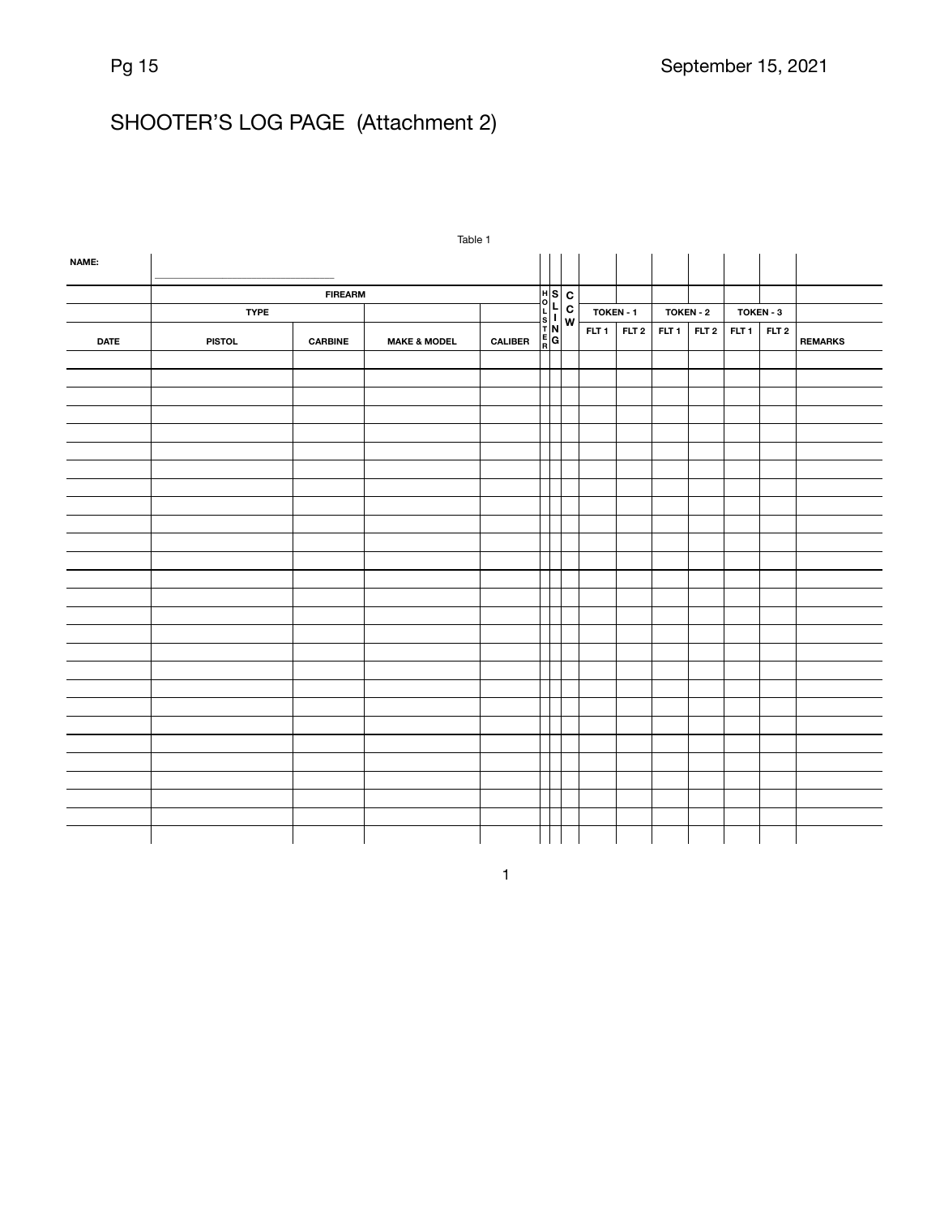# SHOOTER'S LOG PAGE (Attachment 2)

Table 1

| NAME: | | | | | | | | | | | | | | |
|---|---|---|---|---|---|---|---|---|---|---|---|---|---|---|
| | FIREARM | | | | HOLSTER | SLING | CCW | | | | | | | |
| | TYPE | | | | | | | TOKEN - 1 | | TOKEN - 2 | | TOKEN - 3 | | |
| DATE | PISTOL | CARBINE | MAKE & MODEL | CALIBER | | | | FLT 1 | FLT 2 | FLT 1 | FLT 2 | FLT 1 | FLT 2 | REMARKS |
| | | | | | | | | | | | | | | |
| | | | | | | | | | | | | | | |
| | | | | | | | | | | | | | | |
| | | | | | | | | | | | | | | |
| | | | | | | | | | | | | | | |
| | | | | | | | | | | | | | | |
| | | | | | | | | | | | | | | |
| | | | | | | | | | | | | | | |
| | | | | | | | | | | | | | | |
| | | | | | | | | | | | | | | |
| | | | | | | | | | | | | | | |
| | | | | | | | | | | | | | | |
| | | | | | | | | | | | | | | |
| | | | | | | | | | | | | | | |
| | | | | | | | | | | | | | | |
| | | | | | | | | | | | | | | |
| | | | | | | | | | | | | | | |
| | | | | | | | | | | | | | | |
| | | | | | | | | | | | | | | |
| | | | | | | | | | | | | | | |
| | | | | | | | | | | | | | | |
| | | | | | | | | | | | | | | |
| | | | | | | | | | | | | | | |
| | | | | | | | | | | | | | | |
| | | | | | | | | | | | | | | |